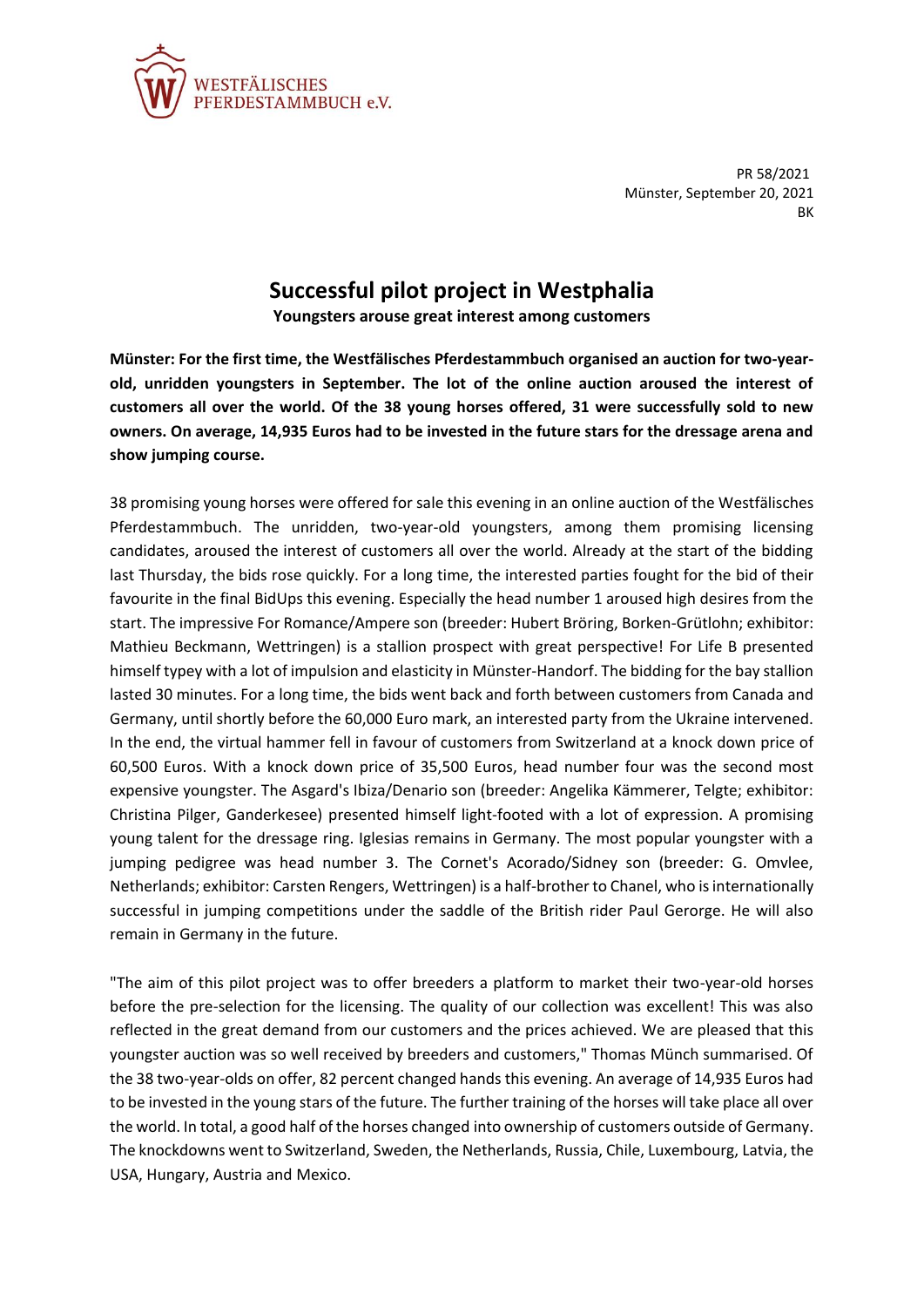WESTFÄLISCHES PFERDESTAMMBUCH e.V.

PR 58/2021
Münster, September 20, 2021
BK

# Successful pilot project in Westphalia

**Youngsters arouse great interest among customers**

**Münster: For the first time, the Westfälisches Pferdestammbuch organised an auction for two-year-old, unridden youngsters in September. The lot of the online auction aroused the interest of customers all over the world. Of the 38 young horses offered, 31 were successfully sold to new owners. On average, 14,935 Euros had to be invested in the future stars for the dressage arena and show jumping course.**

38 promising young horses were offered for sale this evening in an online auction of the Westfälisches Pferdestammbuch. The unridden, two-year-old youngsters, among them promising licensing candidates, aroused the interest of customers all over the world. Already at the start of the bidding last Thursday, the bids rose quickly. For a long time, the interested parties fought for the bid of their favourite in the final BidUps this evening. Especially the head number 1 aroused high desires from the start. The impressive For Romance/Ampere son (breeder: Hubert Bröring, Borken-Grütlohn; exhibitor: Mathieu Beckmann, Wettringen) is a stallion prospect with great perspective! For Life B presented himself typey with a lot of impulsion and elasticity in Münster-Handorf. The bidding for the bay stallion lasted 30 minutes. For a long time, the bids went back and forth between customers from Canada and Germany, until shortly before the 60,000 Euro mark, an interested party from the Ukraine intervened. In the end, the virtual hammer fell in favour of customers from Switzerland at a knock down price of 60,500 Euros. With a knock down price of 35,500 Euros, head number four was the second most expensive youngster. The Asgard's Ibiza/Denario son (breeder: Angelika Kämmerer, Telgte; exhibitor: Christina Pilger, Ganderkesee) presented himself light-footed with a lot of expression. A promising young talent for the dressage ring. Iglesias remains in Germany. The most popular youngster with a jumping pedigree was head number 3. The Cornet's Acorado/Sidney son (breeder: G. Omvlee, Netherlands; exhibitor: Carsten Rengers, Wettringen) is a half-brother to Chanel, who is internationally successful in jumping competitions under the saddle of the British rider Paul Gerorge. He will also remain in Germany in the future.

"The aim of this pilot project was to offer breeders a platform to market their two-year-old horses before the pre-selection for the licensing. The quality of our collection was excellent! This was also reflected in the great demand from our customers and the prices achieved. We are pleased that this youngster auction was so well received by breeders and customers," Thomas Münch summarised. Of the 38 two-year-olds on offer, 82 percent changed hands this evening. An average of 14,935 Euros had to be invested in the young stars of the future. The further training of the horses will take place all over the world. In total, a good half of the horses changed into ownership of customers outside of Germany. The knockdowns went to Switzerland, Sweden, the Netherlands, Russia, Chile, Luxembourg, Latvia, the USA, Hungary, Austria and Mexico.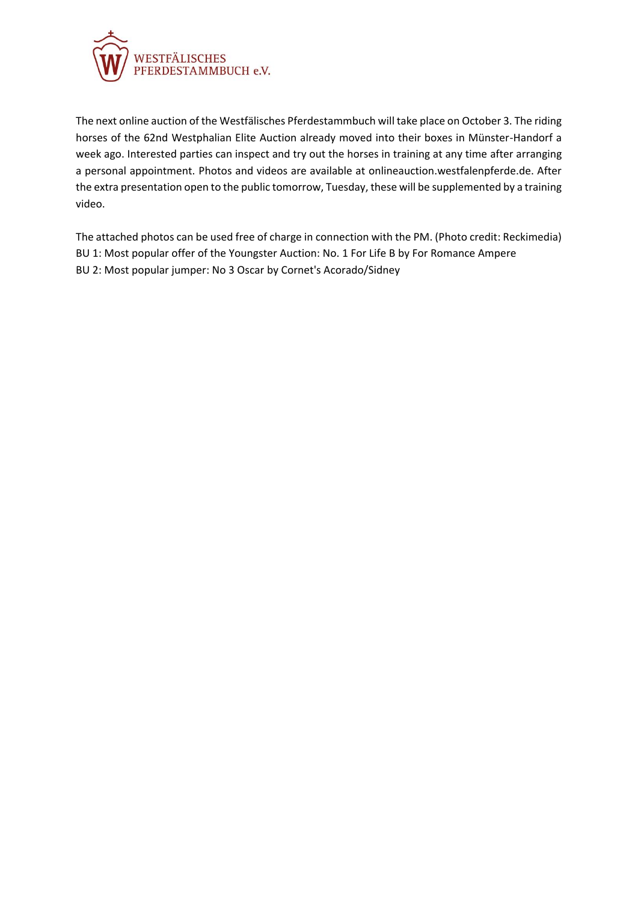The next online auction of the Westfälisches Pferdestammbuch will take place on October 3. The riding horses of the 62nd Westphalian Elite Auction already moved into their boxes in Münster-Handorf a week ago. Interested parties can inspect and try out the horses in training at any time after arranging a personal appointment. Photos and videos are available at onlineauction.westfalenpferde.de. After the extra presentation open to the public tomorrow, Tuesday, these will be supplemented by a training video.

The attached photos can be used free of charge in connection with the PM. (Photo credit: Reckimedia)
BU 1: Most popular offer of the Youngster Auction: No. 1 For Life B by For Romance Ampere
BU 2: Most popular jumper: No 3 Oscar by Cornet's Acorado/Sidney